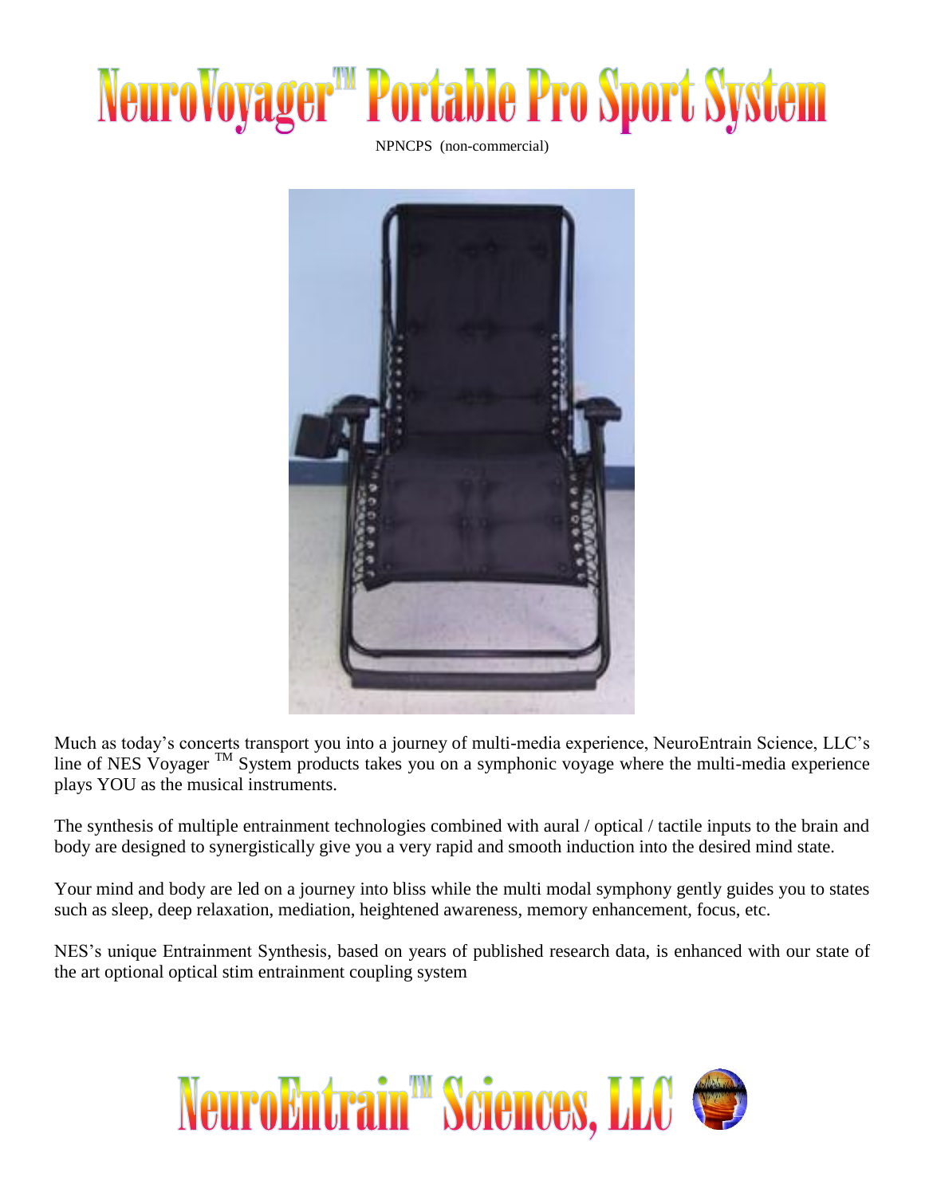# NeuroVoyager™ Portable Pro Sport System

NPNCPS (non-commercial)

Much as today's concerts transport you into a journey of multi-media experience, NeuroEntrain Science, LLC's line of NES Voyager ™ System products takes you on a symphonic voyage where the multi-media experience plays YOU as the musical instruments.

The synthesis of multiple entrainment technologies combined with aural / optical / tactile inputs to the brain and body are designed to synergistically give you a very rapid and smooth induction into the desired mind state.

Your mind and body are led on a journey into bliss while the multi modal symphony gently guides you to states such as sleep, deep relaxation, mediation, heightened awareness, memory enhancement, focus, etc.

NES's unique Entrainment Synthesis, based on years of published research data, is enhanced with our state of the art optional optical stim entrainment coupling system

## NeuroEntrain™ Sciences, LLC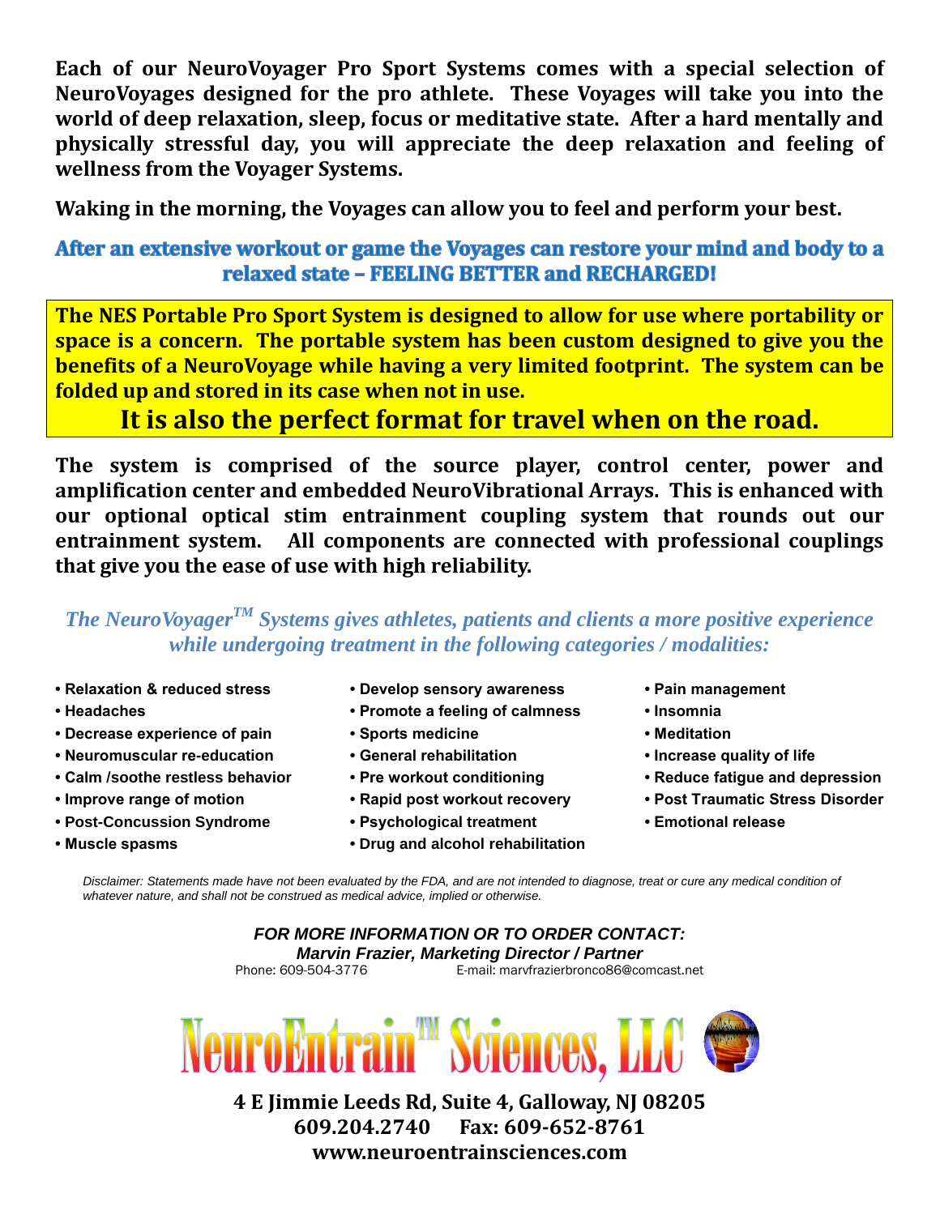**Each of our NeuroVoyager Pro Sport Systems comes with a special selection of NeuroVoyages designed for the pro athlete. These Voyages will take you into the world of deep relaxation, sleep, focus or meditative state. After a hard mentally and physically stressful day, you will appreciate the deep relaxation and feeling of wellness from the Voyager Systems.**

**Waking in the morning, the Voyages can allow you to feel and perform your best.**

**After an extensive workout or game the Voyages can restore your mind and body to a relaxed state – FEELING BETTER and RECHARGED!**

**The NES Portable Pro Sport System is designed to allow for use where portability or space is a concern. The portable system has been custom designed to give you the benefits of a NeuroVoyage while having a very limited footprint. The system can be folded up and stored in its case when not in use.**

## It is also the perfect format for travel when on the road.

**The system is comprised of the source player, control center, power and amplification center and embedded NeuroVibrational Arrays. This is enhanced with our optional optical stim entrainment coupling system that rounds out our entrainment system. All components are connected with professional couplings that give you the ease of use with high reliability.**

***The NeuroVoyager™ Systems gives athletes, patients and clients a more positive experience while undergoing treatment in the following categories / modalities:***

- Relaxation & reduced stress
- Headaches
- Decrease experience of pain
- Neuromuscular re-education
- Calm /soothe restless behavior
- Improve range of motion
- Post-Concussion Syndrome
- Muscle spasms
- Develop sensory awareness
- Promote a feeling of calmness
- Sports medicine
- General rehabilitation
- Pre workout conditioning
- Rapid post workout recovery
- Psychological treatment
- Drug and alcohol rehabilitation
- Pain management
- Insomnia
- Meditation
- Increase quality of life
- Reduce fatigue and depression
- Post Traumatic Stress Disorder
- Emotional release

*Disclaimer: Statements made have not been evaluated by the FDA, and are not intended to diagnose, treat or cure any medical condition of whatever nature, and shall not be construed as medical advice, implied or otherwise.*

***FOR MORE INFORMATION OR TO ORDER CONTACT:***
***Marvin Frazier, Marketing Director / Partner***
Phone: 609-504-3776 E-mail: marvfrazierbronco86@comcast.net

# NeuroEntrain™ Sciences, LLC

**4 E Jimmie Leeds Rd, Suite 4, Galloway, NJ 08205**
**609.204.2740 Fax: 609-652-8761**
**www.neuroentrainsciences.com**